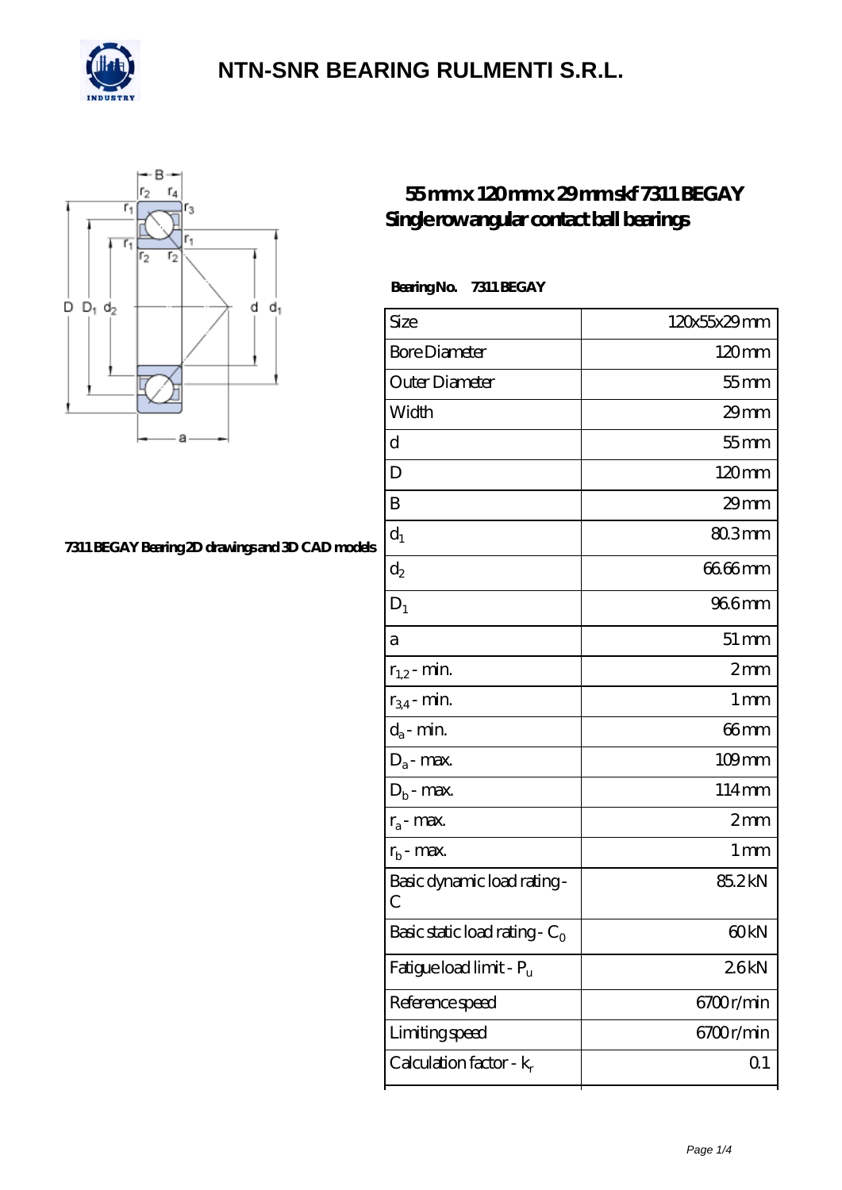# NTN-SNR BEARING RULMENTI S.R.L.

## 55 mm x 120 mm x 29 mm skf 7311 BEGAY Single row angular contact ball bearings

7311 BEGAY Bearing 2D drawings and 3D CAD models

**Bearing No.** 7311 BEGAY

| Size | 120x55x29 mm |
|---|---|
| Bore Diameter | 120 mm |
| Outer Diameter | 55 mm |
| Width | 29 mm |
| d | 55 mm |
| D | 120 mm |
| B | 29 mm |
| $d_1$ | 80.3 mm |
| $d_2$ | 66.66 mm |
| $D_1$ | 96.6 mm |
| a | 51 mm |
| $r_{1,2}$ - min. | 2 mm |
| $r_{3,4}$ - min. | 1 mm |
| $d_a$ - min. | 66 mm |
| $D_a$ - max. | 109 mm |
| $D_b$ - max. | 114 mm |
| $r_a$ - max. | 2 mm |
| $r_b$ - max. | 1 mm |
| Basic dynamic load rating - C | 85.2 kN |
| Basic static load rating - $C_0$ | 60 kN |
| Fatigue load limit - $P_u$ | 2.6 kN |
| Reference speed | 6700 r/min |
| Limiting speed | 6700 r/min |
| Calculation factor - $k_r$ | 0.1 |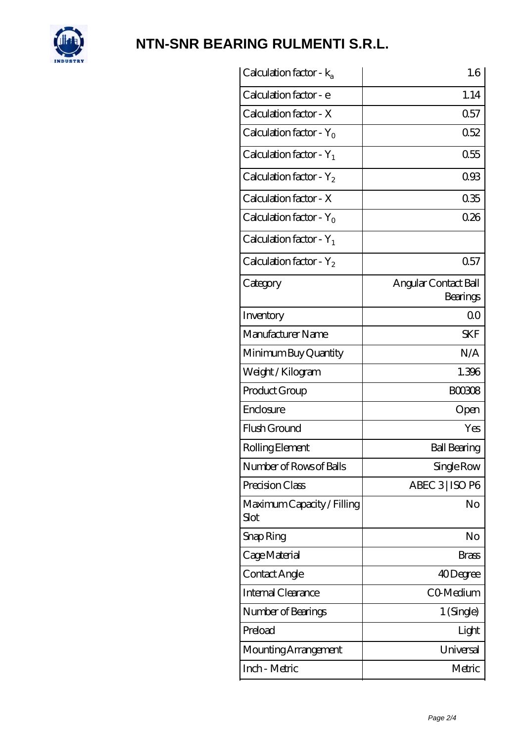# NTN-SNR BEARING RULMENTI S.R.L.

| | |
|---|---|
| Calculation factor - $k_a$ | 1.6 |
| Calculation factor - e | 1.14 |
| Calculation factor - X | 0.57 |
| Calculation factor - $Y_0$ | 0.52 |
| Calculation factor - $Y_1$ | 0.55 |
| Calculation factor - $Y_2$ | 0.93 |
| Calculation factor - X | 0.35 |
| Calculation factor - $Y_0$ | 0.26 |
| Calculation factor - $Y_1$ | |
| Calculation factor - $Y_2$ | 0.57 |
| Category | Angular Contact Ball Bearings |
| Inventory | 0.0 |
| Manufacturer Name | SKF |
| Minimum Buy Quantity | N/A |
| Weight / Kilogram | 1.396 |
| Product Group | B00308 |
| Enclosure | Open |
| Flush Ground | Yes |
| Rolling Element | Ball Bearing |
| Number of Rows of Balls | Single Row |
| Precision Class | ABEC 3 \| ISO P6 |
| Maximum Capacity / Filling Slot | No |
| Snap Ring | No |
| Cage Material | Brass |
| Contact Angle | 40 Degree |
| Internal Clearance | C0-Medium |
| Number of Bearings | 1 (Single) |
| Preload | Light |
| Mounting Arrangement | Universal |
| Inch - Metric | Metric |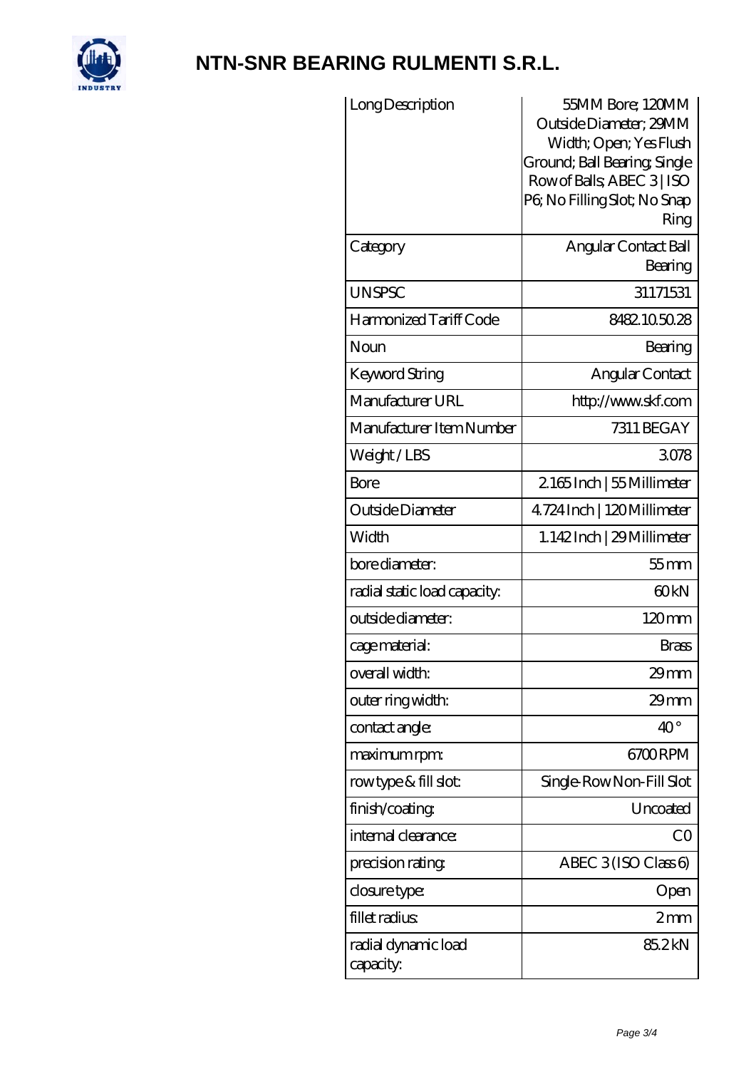# NTN-SNR BEARING RULMENTI S.R.L.

| Long Description | 55MM Bore; 120MM Outside Diameter; 29MM Width; Open; Yes Flush Ground; Ball Bearing; Single Row of Balls; ABEC 3 \| ISO P6; No Filling Slot; No Snap Ring |
|---|---|
| Category | Angular Contact Ball Bearing |
| UNSPSC | 31171531 |
| Harmonized Tariff Code | 8482.10.50.28 |
| Noun | Bearing |
| Keyword String | Angular Contact |
| Manufacturer URL | http://www.skf.com |
| Manufacturer Item Number | 7311 BEGAY |
| Weight / LBS | 3.078 |
| Bore | 2.165 Inch \| 55 Millimeter |
| Outside Diameter | 4.724 Inch \| 120 Millimeter |
| Width | 1.142 Inch \| 29 Millimeter |
| bore diameter: | 55 mm |
| radial static load capacity: | 60 kN |
| outside diameter: | 120 mm |
| cage material: | Brass |
| overall width: | 29 mm |
| outer ring width: | 29 mm |
| contact angle: | 40 ° |
| maximum rpm: | 6700 RPM |
| row type & fill slot: | Single-Row Non-Fill Slot |
| finish/coating: | Uncoated |
| internal clearance: | C0 |
| precision rating: | ABEC 3 (ISO Class 6) |
| closure type: | Open |
| fillet radius: | 2 mm |
| radial dynamic load capacity: | 85.2 kN |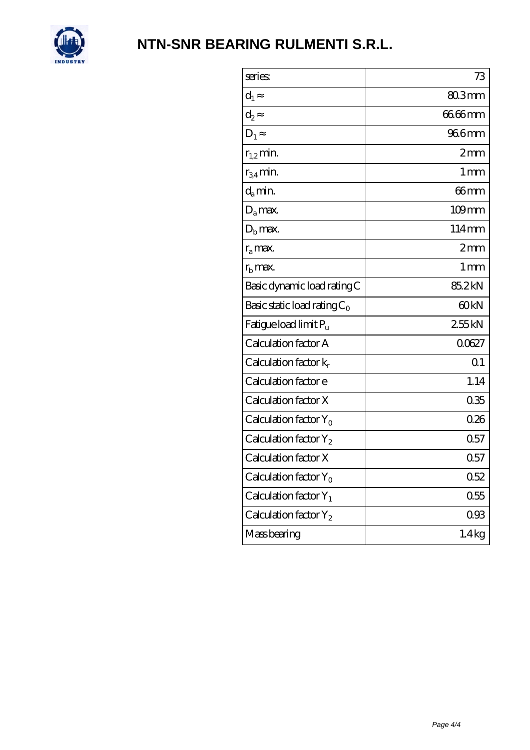| | |
|---|---|
| series: | 73 |
| $d_1 \approx$ | 80.3 mm |
| $d_2 \approx$ | 66.66 mm |
| $D_1 \approx$ | 96.6 mm |
| $r_{1,2}$ min. | 2 mm |
| $r_{3,4}$ min. | 1 mm |
| $d_a$ min. | 66 mm |
| $D_a$ max. | 109 mm |
| $D_b$ max. | 114 mm |
| $r_a$ max. | 2 mm |
| $r_b$ max. | 1 mm |
| Basic dynamic load rating C | 85.2 kN |
| Basic static load rating $C_0$ | 60 kN |
| Fatigue load limit $P_u$ | 2.55 kN |
| Calculation factor A | 0.0627 |
| Calculation factor $k_r$ | 0.1 |
| Calculation factor e | 1.14 |
| Calculation factor X | 0.35 |
| Calculation factor $Y_0$ | 0.26 |
| Calculation factor $Y_2$ | 0.57 |
| Calculation factor X | 0.57 |
| Calculation factor $Y_0$ | 0.52 |
| Calculation factor $Y_1$ | 0.55 |
| Calculation factor $Y_2$ | 0.93 |
| Mass bearing | 1.4 kg |